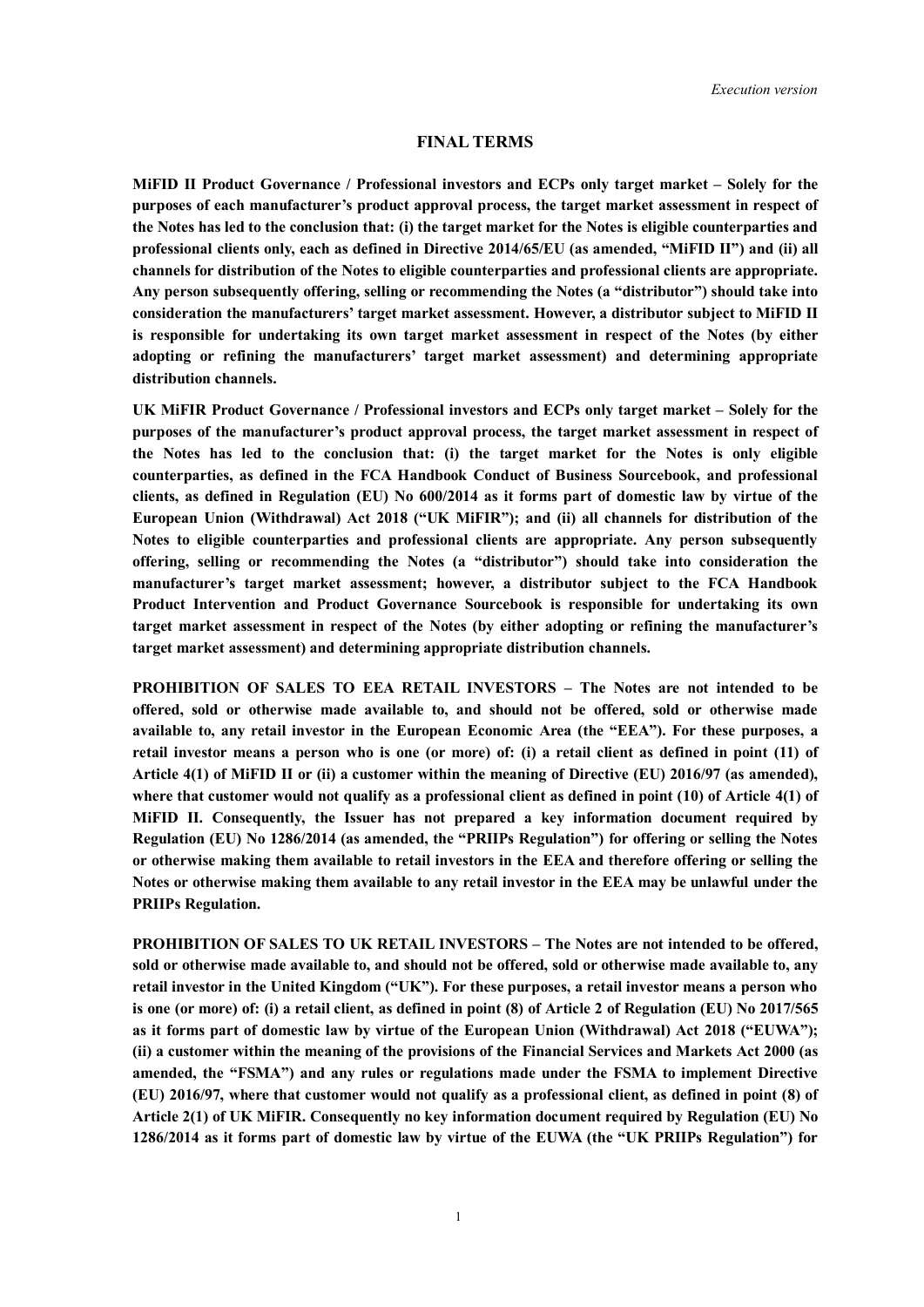*Execution version*

# FINAL TERMS

**MiFID II Product Governance / Professional investors and ECPs only target market – Solely for the purposes of each manufacturer's product approval process, the target market assessment in respect of the Notes has led to the conclusion that: (i) the target market for the Notes is eligible counterparties and professional clients only, each as defined in Directive 2014/65/EU (as amended, "MiFID II") and (ii) all channels for distribution of the Notes to eligible counterparties and professional clients are appropriate. Any person subsequently offering, selling or recommending the Notes (a "distributor") should take into consideration the manufacturers' target market assessment. However, a distributor subject to MiFID II is responsible for undertaking its own target market assessment in respect of the Notes (by either adopting or refining the manufacturers' target market assessment) and determining appropriate distribution channels.**

**UK MiFIR Product Governance / Professional investors and ECPs only target market – Solely for the purposes of the manufacturer's product approval process, the target market assessment in respect of the Notes has led to the conclusion that: (i) the target market for the Notes is only eligible counterparties, as defined in the FCA Handbook Conduct of Business Sourcebook, and professional clients, as defined in Regulation (EU) No 600/2014 as it forms part of domestic law by virtue of the European Union (Withdrawal) Act 2018 ("UK MiFIR"); and (ii) all channels for distribution of the Notes to eligible counterparties and professional clients are appropriate. Any person subsequently offering, selling or recommending the Notes (a "distributor") should take into consideration the manufacturer's target market assessment; however, a distributor subject to the FCA Handbook Product Intervention and Product Governance Sourcebook is responsible for undertaking its own target market assessment in respect of the Notes (by either adopting or refining the manufacturer's target market assessment) and determining appropriate distribution channels.**

**PROHIBITION OF SALES TO EEA RETAIL INVESTORS – The Notes are not intended to be offered, sold or otherwise made available to, and should not be offered, sold or otherwise made available to, any retail investor in the European Economic Area (the "EEA"). For these purposes, a retail investor means a person who is one (or more) of: (i) a retail client as defined in point (11) of Article 4(1) of MiFID II or (ii) a customer within the meaning of Directive (EU) 2016/97 (as amended), where that customer would not qualify as a professional client as defined in point (10) of Article 4(1) of MiFID II. Consequently, the Issuer has not prepared a key information document required by Regulation (EU) No 1286/2014 (as amended, the "PRIIPs Regulation") for offering or selling the Notes or otherwise making them available to retail investors in the EEA and therefore offering or selling the Notes or otherwise making them available to any retail investor in the EEA may be unlawful under the PRIIPs Regulation.**

**PROHIBITION OF SALES TO UK RETAIL INVESTORS – The Notes are not intended to be offered, sold or otherwise made available to, and should not be offered, sold or otherwise made available to, any retail investor in the United Kingdom ("UK"). For these purposes, a retail investor means a person who is one (or more) of: (i) a retail client, as defined in point (8) of Article 2 of Regulation (EU) No 2017/565 as it forms part of domestic law by virtue of the European Union (Withdrawal) Act 2018 ("EUWA"); (ii) a customer within the meaning of the provisions of the Financial Services and Markets Act 2000 (as amended, the "FSMA") and any rules or regulations made under the FSMA to implement Directive (EU) 2016/97, where that customer would not qualify as a professional client, as defined in point (8) of Article 2(1) of UK MiFIR. Consequently no key information document required by Regulation (EU) No 1286/2014 as it forms part of domestic law by virtue of the EUWA (the "UK PRIIPs Regulation") for**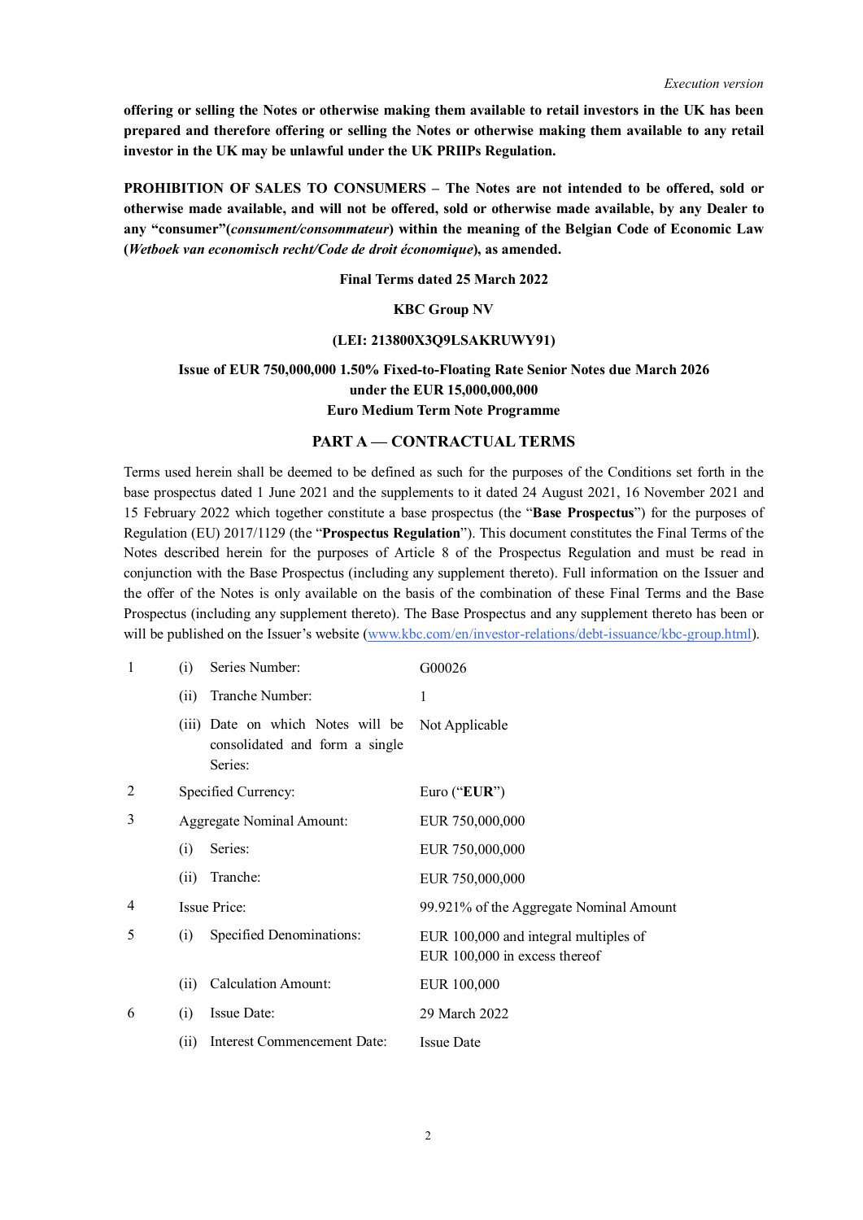**offering or selling the Notes or otherwise making them available to retail investors in the UK has been prepared and therefore offering or selling the Notes or otherwise making them available to any retail investor in the UK may be unlawful under the UK PRIIPs Regulation.**

**PROHIBITION OF SALES TO CONSUMERS – The Notes are not intended to be offered, sold or otherwise made available, and will not be offered, sold or otherwise made available, by any Dealer to any "consumer"(*consument/consommateur*) within the meaning of the Belgian Code of Economic Law (*Wetboek van economisch recht/Code de droit économique*), as amended.**

**Final Terms dated 25 March 2022**

**KBC Group NV**

**(LEI: 213800X3Q9LSAKRUWY91)**

**Issue of EUR 750,000,000 1.50% Fixed-to-Floating Rate Senior Notes due March 2026 under the EUR 15,000,000,000 Euro Medium Term Note Programme**

## PART A — CONTRACTUAL TERMS

Terms used herein shall be deemed to be defined as such for the purposes of the Conditions set forth in the base prospectus dated 1 June 2021 and the supplements to it dated 24 August 2021, 16 November 2021 and 15 February 2022 which together constitute a base prospectus (the "**Base Prospectus**") for the purposes of Regulation (EU) 2017/1129 (the "**Prospectus Regulation**"). This document constitutes the Final Terms of the Notes described herein for the purposes of Article 8 of the Prospectus Regulation and must be read in conjunction with the Base Prospectus (including any supplement thereto). Full information on the Issuer and the offer of the Notes is only available on the basis of the combination of these Final Terms and the Base Prospectus (including any supplement thereto). The Base Prospectus and any supplement thereto has been or will be published on the Issuer's website (www.kbc.com/en/investor-relations/debt-issuance/kbc-group.html).

| | | |
|---|---|---|
| 1 | (i) Series Number: | G00026 |
| | (ii) Tranche Number: | 1 |
| | (iii) Date on which Notes will be consolidated and form a single Series: | Not Applicable |
| 2 | Specified Currency: | Euro ("**EUR**") |
| 3 | Aggregate Nominal Amount: | EUR 750,000,000 |
| | (i) Series: | EUR 750,000,000 |
| | (ii) Tranche: | EUR 750,000,000 |
| 4 | Issue Price: | 99.921% of the Aggregate Nominal Amount |
| 5 | (i) Specified Denominations: | EUR 100,000 and integral multiples of EUR 100,000 in excess thereof |
| | (ii) Calculation Amount: | EUR 100,000 |
| 6 | (i) Issue Date: | 29 March 2022 |
| | (ii) Interest Commencement Date: | Issue Date |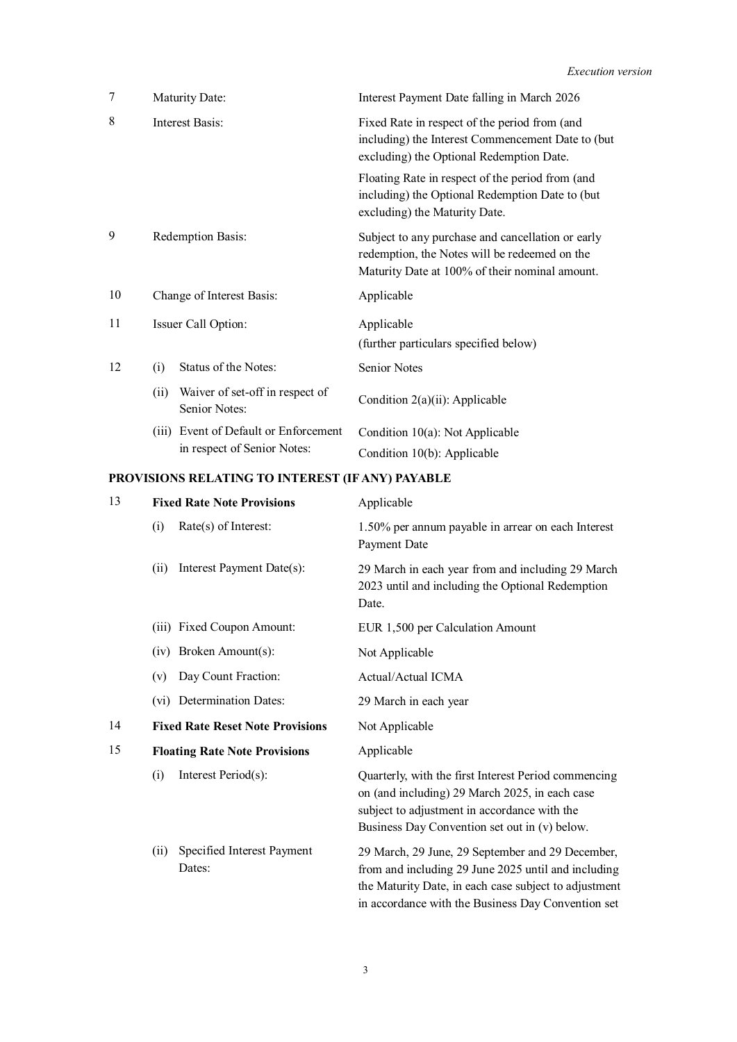| | | |
|---|---|---|
| 7 | Maturity Date: | Interest Payment Date falling in March 2026 |
| 8 | Interest Basis: | Fixed Rate in respect of the period from (and including) the Interest Commencement Date to (but excluding) the Optional Redemption Date.<br><br>Floating Rate in respect of the period from (and including) the Optional Redemption Date to (but excluding) the Maturity Date. |
| 9 | Redemption Basis: | Subject to any purchase and cancellation or early redemption, the Notes will be redeemed on the Maturity Date at 100% of their nominal amount. |
| 10 | Change of Interest Basis: | Applicable |
| 11 | Issuer Call Option: | Applicable<br>(further particulars specified below) |
| 12 | (i) Status of the Notes: | Senior Notes |
| | (ii) Waiver of set-off in respect of Senior Notes: | Condition 2(a)(ii): Applicable |
| | (iii) Event of Default or Enforcement in respect of Senior Notes: | Condition 10(a): Not Applicable<br>Condition 10(b): Applicable |

**PROVISIONS RELATING TO INTEREST (IF ANY) PAYABLE**

| | | |
|---|---|---|
| 13 | **Fixed Rate Note Provisions** | Applicable |
| | (i) Rate(s) of Interest: | 1.50% per annum payable in arrear on each Interest Payment Date |
| | (ii) Interest Payment Date(s): | 29 March in each year from and including 29 March 2023 until and including the Optional Redemption Date. |
| | (iii) Fixed Coupon Amount: | EUR 1,500 per Calculation Amount |
| | (iv) Broken Amount(s): | Not Applicable |
| | (v) Day Count Fraction: | Actual/Actual ICMA |
| | (vi) Determination Dates: | 29 March in each year |
| 14 | **Fixed Rate Reset Note Provisions** | Not Applicable |
| 15 | **Floating Rate Note Provisions** | Applicable |
| | (i) Interest Period(s): | Quarterly, with the first Interest Period commencing on (and including) 29 March 2025, in each case subject to adjustment in accordance with the Business Day Convention set out in (v) below. |
| | (ii) Specified Interest Payment Dates: | 29 March, 29 June, 29 September and 29 December, from and including 29 June 2025 until and including the Maturity Date, in each case subject to adjustment in accordance with the Business Day Convention set |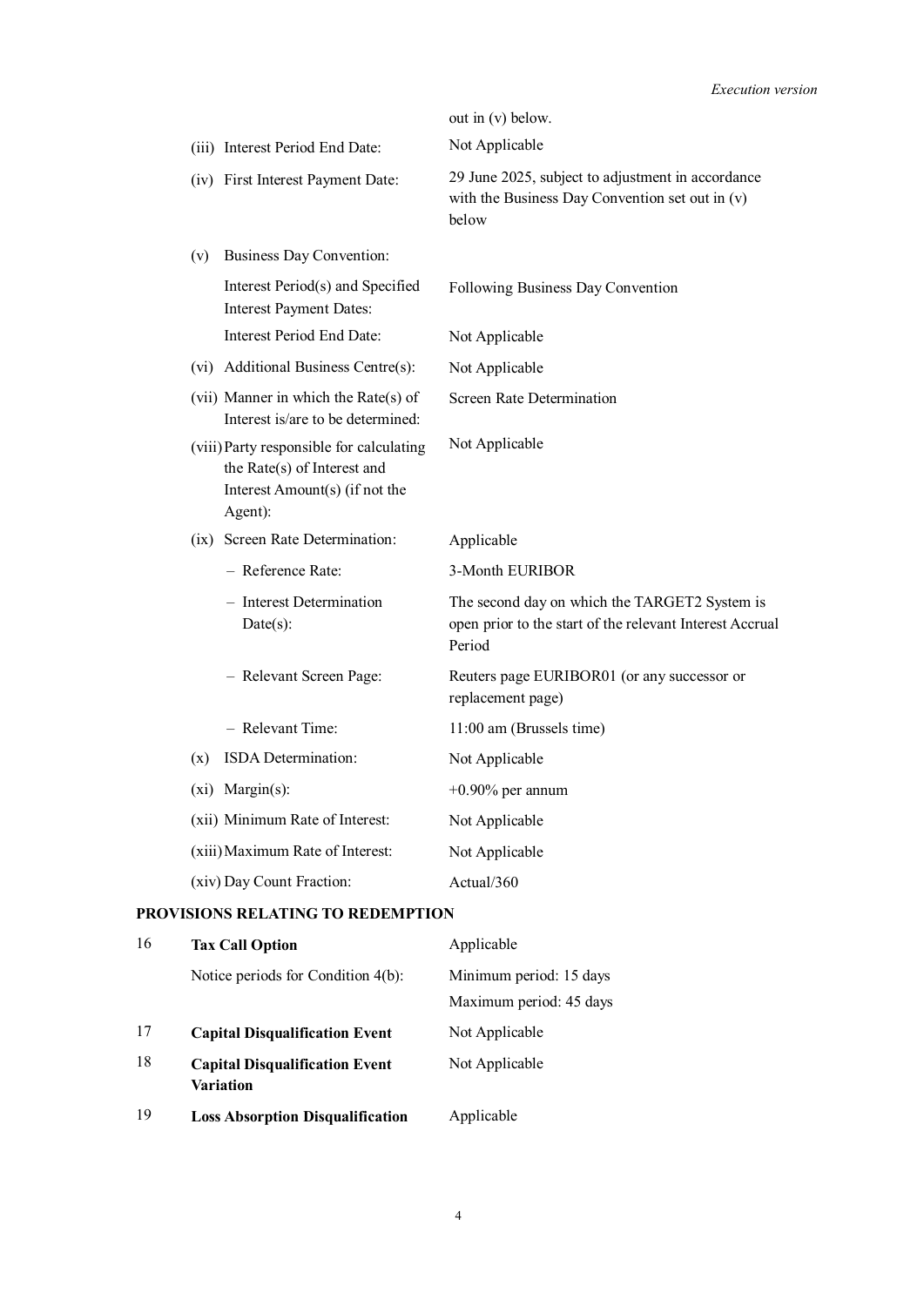| | |
|---|---|
| | out in (v) below. |
| (iii) Interest Period End Date: | Not Applicable |
| (iv) First Interest Payment Date: | 29 June 2025, subject to adjustment in accordance with the Business Day Convention set out in (v) below |
| (v) Business Day Convention: | |
| Interest Period(s) and Specified Interest Payment Dates: | Following Business Day Convention |
| Interest Period End Date: | Not Applicable |
| (vi) Additional Business Centre(s): | Not Applicable |
| (vii) Manner in which the Rate(s) of Interest is/are to be determined: | Screen Rate Determination |
| (viii) Party responsible for calculating the Rate(s) of Interest and Interest Amount(s) (if not the Agent): | Not Applicable |
| (ix) Screen Rate Determination: | Applicable |
| – Reference Rate: | 3-Month EURIBOR |
| – Interest Determination Date(s): | The second day on which the TARGET2 System is open prior to the start of the relevant Interest Accrual Period |
| – Relevant Screen Page: | Reuters page EURIBOR01 (or any successor or replacement page) |
| – Relevant Time: | 11:00 am (Brussels time) |
| (x) ISDA Determination: | Not Applicable |
| (xi) Margin(s): | +0.90% per annum |
| (xii) Minimum Rate of Interest: | Not Applicable |
| (xiii) Maximum Rate of Interest: | Not Applicable |
| (xiv) Day Count Fraction: | Actual/360 |

**PROVISIONS RELATING TO REDEMPTION**

| | | |
|---|---|---|
| 16 | **Tax Call Option** | Applicable |
| | Notice periods for Condition 4(b): | Minimum period: 15 days<br>Maximum period: 45 days |
| 17 | **Capital Disqualification Event** | Not Applicable |
| 18 | **Capital Disqualification Event Variation** | Not Applicable |
| 19 | **Loss Absorption Disqualification** | Applicable |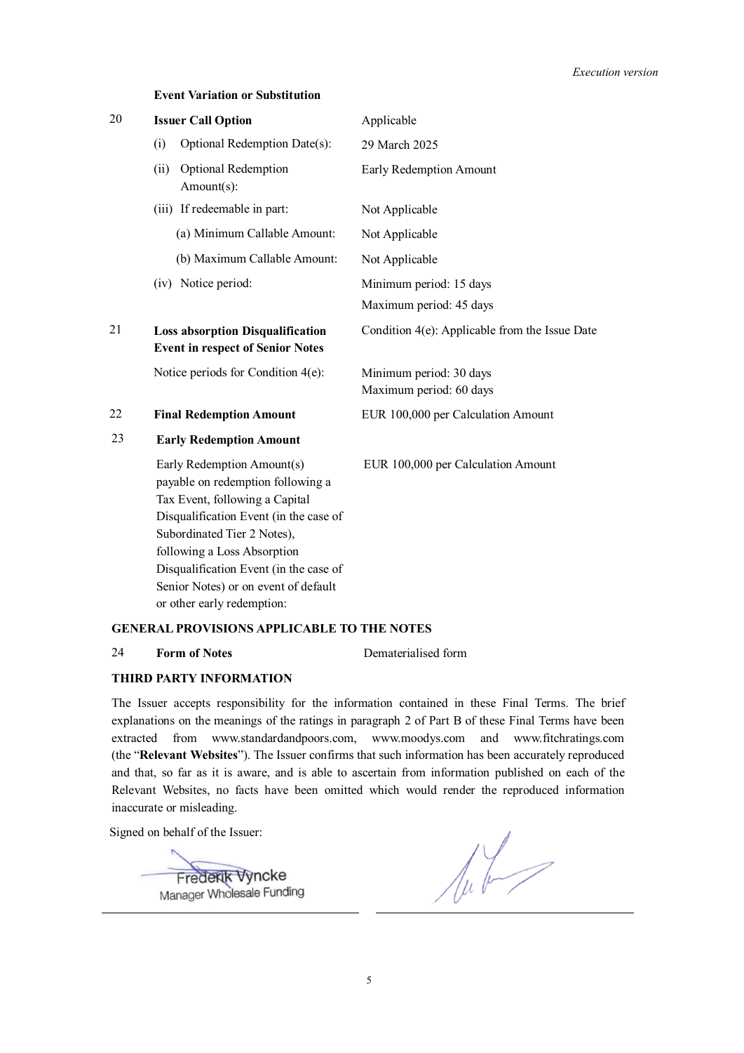**Event Variation or Substitution**

| | | |
|---|---|---|
| 20 | **Issuer Call Option** | Applicable |
| | (i) Optional Redemption Date(s): | 29 March 2025 |
| | (ii) Optional Redemption Amount(s): | Early Redemption Amount |
| | (iii) If redeemable in part: | Not Applicable |
| | (a) Minimum Callable Amount: | Not Applicable |
| | (b) Maximum Callable Amount: | Not Applicable |
| | (iv) Notice period: | Minimum period: 15 days<br>Maximum period: 45 days |
| 21 | **Loss absorption Disqualification Event in respect of Senior Notes** | Condition 4(e): Applicable from the Issue Date |
| | Notice periods for Condition 4(e): | Minimum period: 30 days<br>Maximum period: 60 days |
| 22 | **Final Redemption Amount** | EUR 100,000 per Calculation Amount |
| 23 | **Early Redemption Amount** | |
| | Early Redemption Amount(s) payable on redemption following a Tax Event, following a Capital Disqualification Event (in the case of Subordinated Tier 2 Notes), following a Loss Absorption Disqualification Event (in the case of Senior Notes) or on event of default or other early redemption: | EUR 100,000 per Calculation Amount |

**GENERAL PROVISIONS APPLICABLE TO THE NOTES**

| | | |
|---|---|---|
| 24 | **Form of Notes** | Dematerialised form |

**THIRD PARTY INFORMATION**

The Issuer accepts responsibility for the information contained in these Final Terms. The brief explanations on the meanings of the ratings in paragraph 2 of Part B of these Final Terms have been extracted from www.standardandpoors.com, www.moodys.com and www.fitchratings.com (the "**Relevant Websites**"). The Issuer confirms that such information has been accurately reproduced and that, so far as it is aware, and is able to ascertain from information published on each of the Relevant Websites, no facts have been omitted which would render the reproduced information inaccurate or misleading.

Signed on behalf of the Issuer:

Frederik Vyncke
Manager Wholesale Funding

\_\_\_\_\_\_\_\_\_\_\_\_\_\_\_\_\_\_\_\_\_\_\_\_\_\_\_\_ \_\_\_\_\_\_\_\_\_\_\_\_\_\_\_\_\_\_\_\_\_\_\_\_\_\_\_\_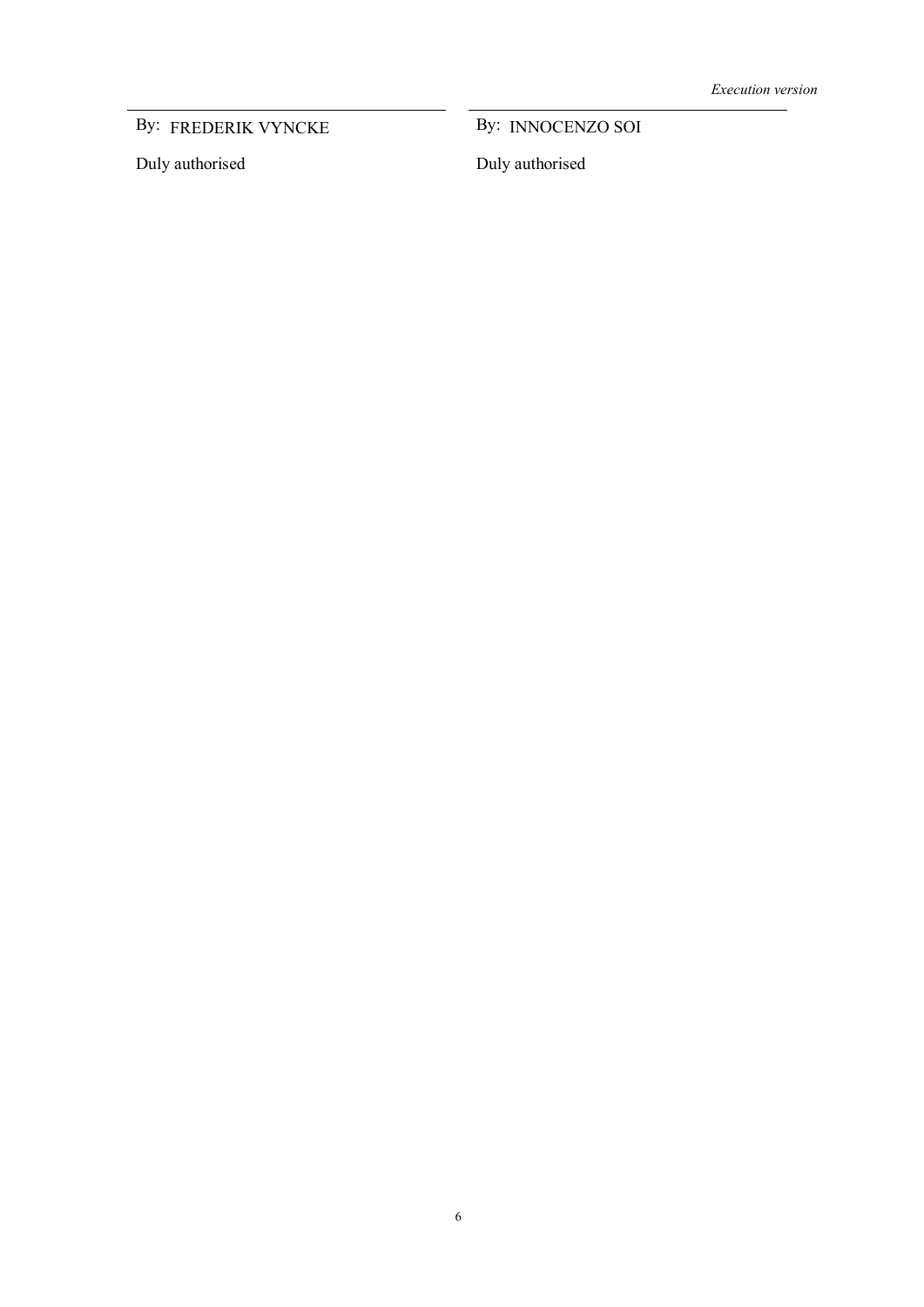| By: FREDERIK VYNCKE | By: INNOCENZO SOI |
| --- | --- |
| Duly authorised | Duly authorised |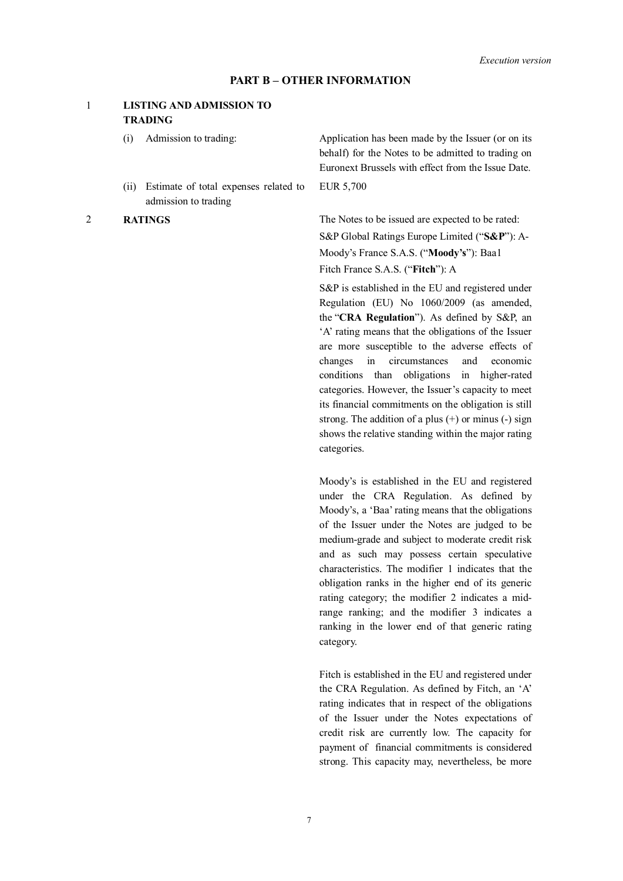## PART B – OTHER INFORMATION

### 1 LISTING AND ADMISSION TO TRADING

| | |
|---|---|
| (i) Admission to trading: | Application has been made by the Issuer (or on its behalf) for the Notes to be admitted to trading on Euronext Brussels with effect from the Issue Date. |
| (ii) Estimate of total expenses related to admission to trading | EUR 5,700 |

### 2 RATINGS

The Notes to be issued are expected to be rated:

S&P Global Ratings Europe Limited ("**S&P**"): A-

Moody's France S.A.S. ("**Moody's**"): Baa1

Fitch France S.A.S. ("**Fitch**"): A

S&P is established in the EU and registered under Regulation (EU) No 1060/2009 (as amended, the "**CRA Regulation**"). As defined by S&P, an 'A' rating means that the obligations of the Issuer are more susceptible to the adverse effects of changes in circumstances and economic conditions than obligations in higher-rated categories. However, the Issuer's capacity to meet its financial commitments on the obligation is still strong. The addition of a plus (+) or minus (-) sign shows the relative standing within the major rating categories.

Moody's is established in the EU and registered under the CRA Regulation. As defined by Moody's, a 'Baa' rating means that the obligations of the Issuer under the Notes are judged to be medium-grade and subject to moderate credit risk and as such may possess certain speculative characteristics. The modifier 1 indicates that the obligation ranks in the higher end of its generic rating category; the modifier 2 indicates a mid-range ranking; and the modifier 3 indicates a ranking in the lower end of that generic rating category.

Fitch is established in the EU and registered under the CRA Regulation. As defined by Fitch, an 'A' rating indicates that in respect of the obligations of the Issuer under the Notes expectations of credit risk are currently low. The capacity for payment of financial commitments is considered strong. This capacity may, nevertheless, be more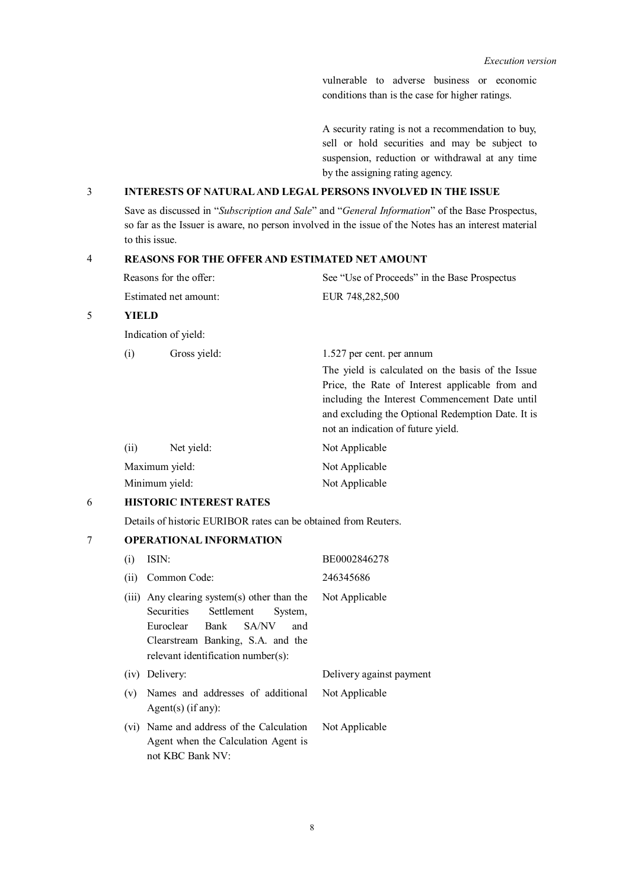vulnerable to adverse business or economic conditions than is the case for higher ratings.

A security rating is not a recommendation to buy, sell or hold securities and may be subject to suspension, reduction or withdrawal at any time by the assigning rating agency.

## 3 INTERESTS OF NATURAL AND LEGAL PERSONS INVOLVED IN THE ISSUE

Save as discussed in "*Subscription and Sale*" and "*General Information*" of the Base Prospectus, so far as the Issuer is aware, no person involved in the issue of the Notes has an interest material to this issue.

## 4 REASONS FOR THE OFFER AND ESTIMATED NET AMOUNT

| | |
|---|---|
| Reasons for the offer: | See "Use of Proceeds" in the Base Prospectus |
| Estimated net amount: | EUR 748,282,500 |

## 5 YIELD

Indication of yield:

| | |
|---|---|
| (i) Gross yield: | 1.527 per cent. per annum<br>The yield is calculated on the basis of the Issue Price, the Rate of Interest applicable from and including the Interest Commencement Date until and excluding the Optional Redemption Date. It is not an indication of future yield. |
| (ii) Net yield: | Not Applicable |
| Maximum yield: | Not Applicable |
| Minimum yield: | Not Applicable |

## 6 HISTORIC INTEREST RATES

Details of historic EURIBOR rates can be obtained from Reuters.

## 7 OPERATIONAL INFORMATION

| | |
|---|---|
| (i) ISIN: | BE0002846278 |
| (ii) Common Code: | 246345686 |
| (iii) Any clearing system(s) other than the Securities Settlement System, Euroclear Bank SA/NV and Clearstream Banking, S.A. and the relevant identification number(s): | Not Applicable |
| (iv) Delivery: | Delivery against payment |
| (v) Names and addresses of additional Agent(s) (if any): | Not Applicable |
| (vi) Name and address of the Calculation Agent when the Calculation Agent is not KBC Bank NV: | Not Applicable |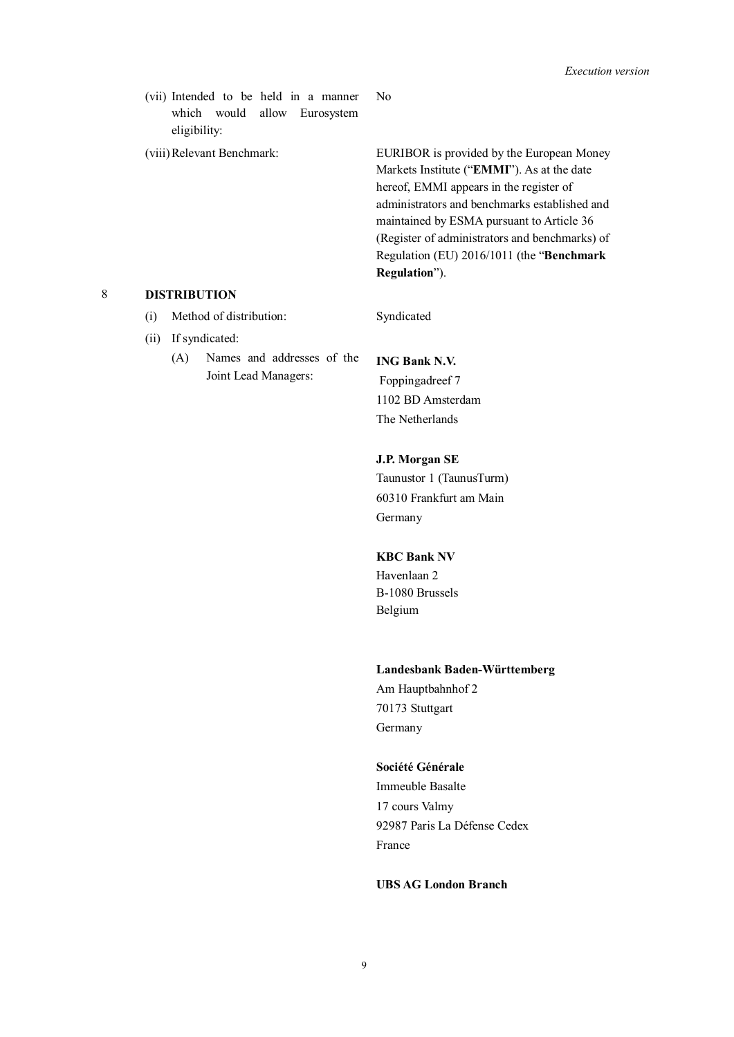| | |
|---|---|
| (vii) Intended to be held in a manner which would allow Eurosystem eligibility: | No |
| (viii) Relevant Benchmark: | EURIBOR is provided by the European Money Markets Institute ("**EMMI**"). As at the date hereof, EMMI appears in the register of administrators and benchmarks established and maintained by ESMA pursuant to Article 36 (Register of administrators and benchmarks) of Regulation (EU) 2016/1011 (the "**Benchmark Regulation**"). |

## 8 DISTRIBUTION

| | |
|---|---|
| (i) Method of distribution: | Syndicated |
| (ii) If syndicated: | |
| (A) Names and addresses of the Joint Lead Managers: | **ING Bank N.V.**<br>Foppingadreef 7<br>1102 BD Amsterdam<br>The Netherlands<br><br>**J.P. Morgan SE**<br>Taunustor 1 (TaunusTurm)<br>60310 Frankfurt am Main<br>Germany<br><br>**KBC Bank NV**<br>Havenlaan 2<br>B-1080 Brussels<br>Belgium<br><br>**Landesbank Baden-Württemberg**<br>Am Hauptbahnhof 2<br>70173 Stuttgart<br>Germany<br><br>**Société Générale**<br>Immeuble Basalte<br>17 cours Valmy<br>92987 Paris La Défense Cedex<br>France<br><br>**UBS AG London Branch** |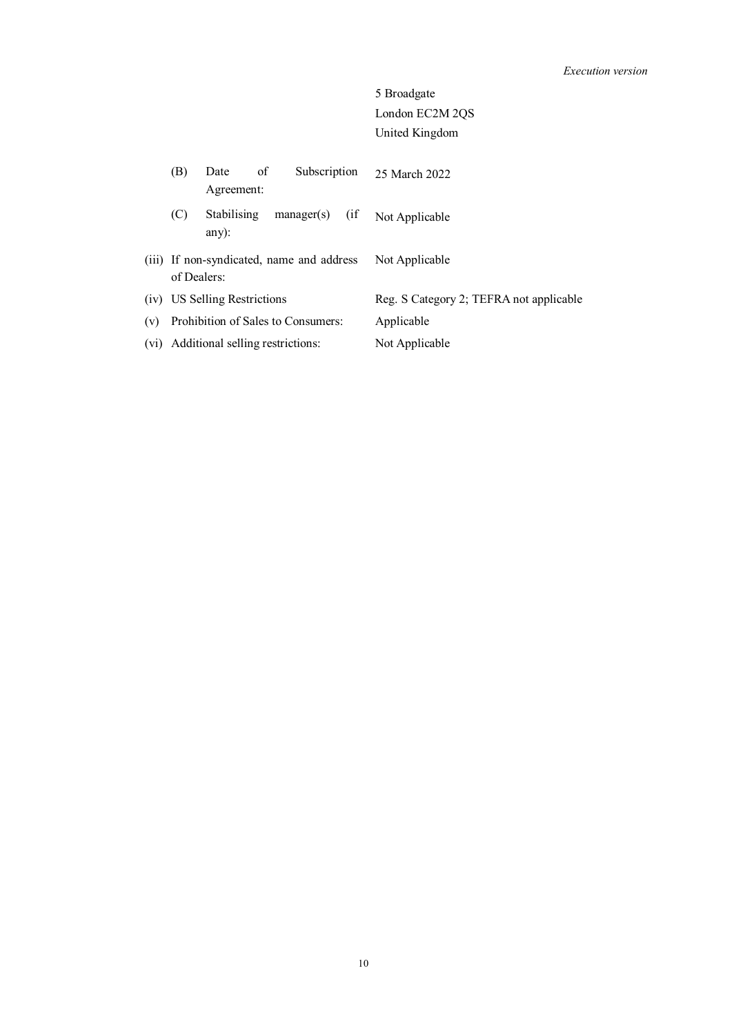| | |
|---|---|
| | 5 Broadgate<br>London EC2M 2QS<br>United Kingdom |
| (B) Date of Subscription Agreement: | 25 March 2022 |
| (C) Stabilising manager(s) (if any): | Not Applicable |
| (iii) If non-syndicated, name and address of Dealers: | Not Applicable |
| (iv) US Selling Restrictions | Reg. S Category 2; TEFRA not applicable |
| (v) Prohibition of Sales to Consumers: | Applicable |
| (vi) Additional selling restrictions: | Not Applicable |